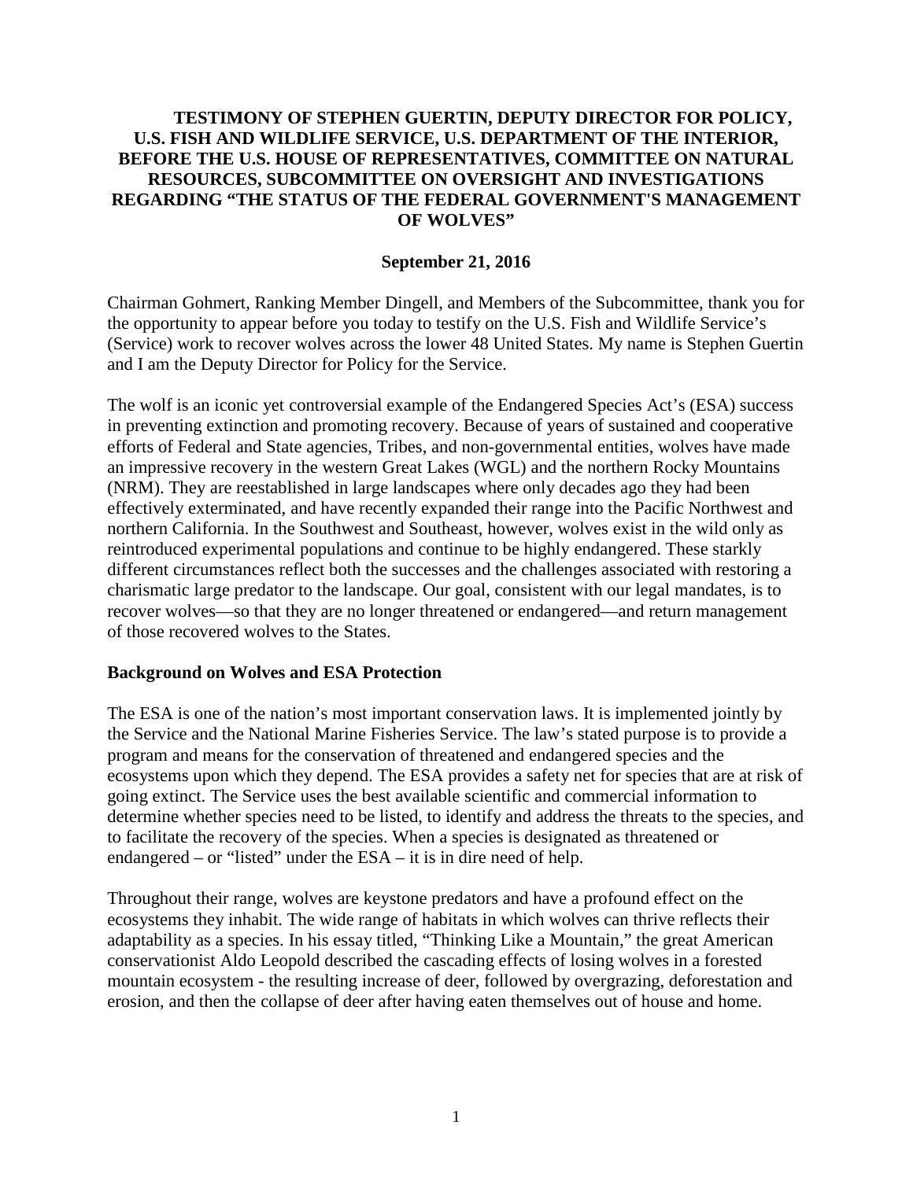# TESTIMONY OF STEPHEN GUERTIN, DEPUTY DIRECTOR FOR POLICY, U.S. FISH AND WILDLIFE SERVICE, U.S. DEPARTMENT OF THE INTERIOR, BEFORE THE U.S. HOUSE OF REPRESENTATIVES, COMMITTEE ON NATURAL RESOURCES, SUBCOMMITTEE ON OVERSIGHT AND INVESTIGATIONS REGARDING "THE STATUS OF THE FEDERAL GOVERNMENT'S MANAGEMENT OF WOLVES"

**September 21, 2016**

Chairman Gohmert, Ranking Member Dingell, and Members of the Subcommittee, thank you for the opportunity to appear before you today to testify on the U.S. Fish and Wildlife Service's (Service) work to recover wolves across the lower 48 United States. My name is Stephen Guertin and I am the Deputy Director for Policy for the Service.

The wolf is an iconic yet controversial example of the Endangered Species Act's (ESA) success in preventing extinction and promoting recovery. Because of years of sustained and cooperative efforts of Federal and State agencies, Tribes, and non-governmental entities, wolves have made an impressive recovery in the western Great Lakes (WGL) and the northern Rocky Mountains (NRM). They are reestablished in large landscapes where only decades ago they had been effectively exterminated, and have recently expanded their range into the Pacific Northwest and northern California. In the Southwest and Southeast, however, wolves exist in the wild only as reintroduced experimental populations and continue to be highly endangered. These starkly different circumstances reflect both the successes and the challenges associated with restoring a charismatic large predator to the landscape. Our goal, consistent with our legal mandates, is to recover wolves—so that they are no longer threatened or endangered—and return management of those recovered wolves to the States.

## Background on Wolves and ESA Protection

The ESA is one of the nation's most important conservation laws. It is implemented jointly by the Service and the National Marine Fisheries Service. The law's stated purpose is to provide a program and means for the conservation of threatened and endangered species and the ecosystems upon which they depend. The ESA provides a safety net for species that are at risk of going extinct. The Service uses the best available scientific and commercial information to determine whether species need to be listed, to identify and address the threats to the species, and to facilitate the recovery of the species. When a species is designated as threatened or endangered – or "listed" under the ESA – it is in dire need of help.

Throughout their range, wolves are keystone predators and have a profound effect on the ecosystems they inhabit. The wide range of habitats in which wolves can thrive reflects their adaptability as a species. In his essay titled, "Thinking Like a Mountain," the great American conservationist Aldo Leopold described the cascading effects of losing wolves in a forested mountain ecosystem - the resulting increase of deer, followed by overgrazing, deforestation and erosion, and then the collapse of deer after having eaten themselves out of house and home.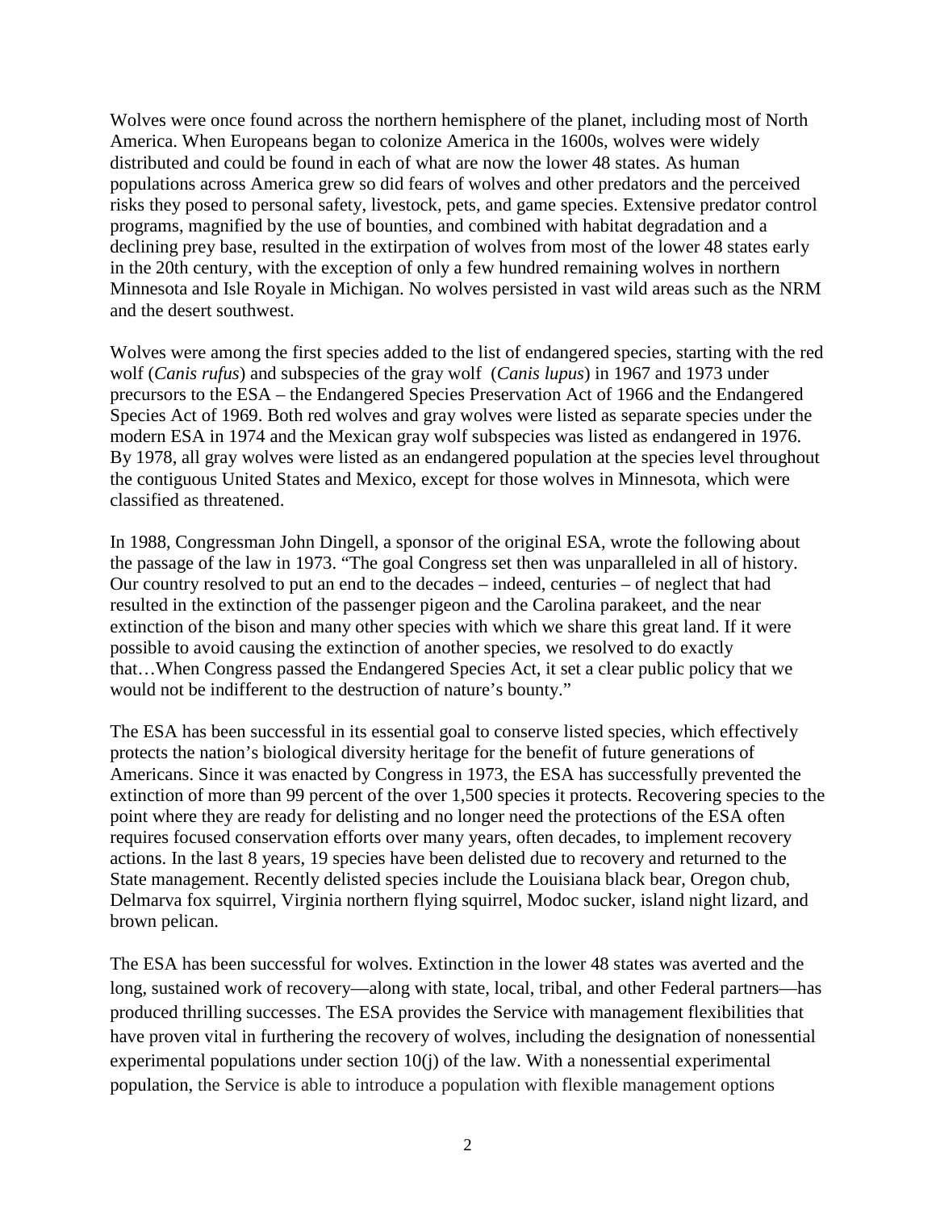Wolves were once found across the northern hemisphere of the planet, including most of North America. When Europeans began to colonize America in the 1600s, wolves were widely distributed and could be found in each of what are now the lower 48 states. As human populations across America grew so did fears of wolves and other predators and the perceived risks they posed to personal safety, livestock, pets, and game species. Extensive predator control programs, magnified by the use of bounties, and combined with habitat degradation and a declining prey base, resulted in the extirpation of wolves from most of the lower 48 states early in the 20th century, with the exception of only a few hundred remaining wolves in northern Minnesota and Isle Royale in Michigan. No wolves persisted in vast wild areas such as the NRM and the desert southwest.

Wolves were among the first species added to the list of endangered species, starting with the red wolf (*Canis rufus*) and subspecies of the gray wolf (*Canis lupus*) in 1967 and 1973 under precursors to the ESA – the Endangered Species Preservation Act of 1966 and the Endangered Species Act of 1969. Both red wolves and gray wolves were listed as separate species under the modern ESA in 1974 and the Mexican gray wolf subspecies was listed as endangered in 1976. By 1978, all gray wolves were listed as an endangered population at the species level throughout the contiguous United States and Mexico, except for those wolves in Minnesota, which were classified as threatened.

In 1988, Congressman John Dingell, a sponsor of the original ESA, wrote the following about the passage of the law in 1973. "The goal Congress set then was unparalleled in all of history. Our country resolved to put an end to the decades – indeed, centuries – of neglect that had resulted in the extinction of the passenger pigeon and the Carolina parakeet, and the near extinction of the bison and many other species with which we share this great land. If it were possible to avoid causing the extinction of another species, we resolved to do exactly that…When Congress passed the Endangered Species Act, it set a clear public policy that we would not be indifferent to the destruction of nature's bounty."

The ESA has been successful in its essential goal to conserve listed species, which effectively protects the nation's biological diversity heritage for the benefit of future generations of Americans. Since it was enacted by Congress in 1973, the ESA has successfully prevented the extinction of more than 99 percent of the over 1,500 species it protects. Recovering species to the point where they are ready for delisting and no longer need the protections of the ESA often requires focused conservation efforts over many years, often decades, to implement recovery actions. In the last 8 years, 19 species have been delisted due to recovery and returned to the State management. Recently delisted species include the Louisiana black bear, Oregon chub, Delmarva fox squirrel, Virginia northern flying squirrel, Modoc sucker, island night lizard, and brown pelican.

The ESA has been successful for wolves. Extinction in the lower 48 states was averted and the long, sustained work of recovery—along with state, local, tribal, and other Federal partners—has produced thrilling successes. The ESA provides the Service with management flexibilities that have proven vital in furthering the recovery of wolves, including the designation of nonessential experimental populations under section 10(j) of the law. With a nonessential experimental population, the Service is able to introduce a population with flexible management options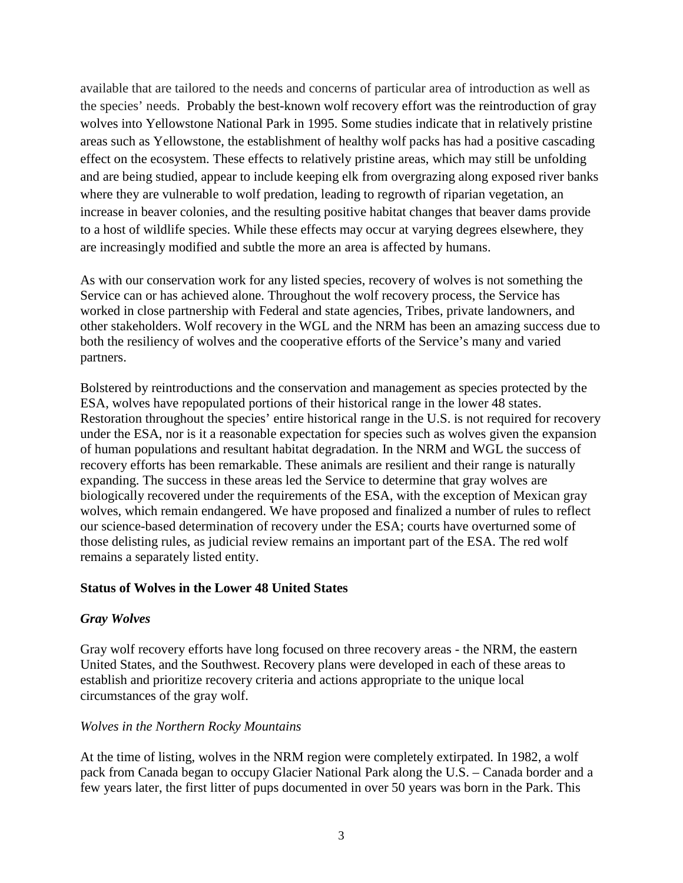available that are tailored to the needs and concerns of particular area of introduction as well as the species' needs. Probably the best-known wolf recovery effort was the reintroduction of gray wolves into Yellowstone National Park in 1995. Some studies indicate that in relatively pristine areas such as Yellowstone, the establishment of healthy wolf packs has had a positive cascading effect on the ecosystem. These effects to relatively pristine areas, which may still be unfolding and are being studied, appear to include keeping elk from overgrazing along exposed river banks where they are vulnerable to wolf predation, leading to regrowth of riparian vegetation, an increase in beaver colonies, and the resulting positive habitat changes that beaver dams provide to a host of wildlife species. While these effects may occur at varying degrees elsewhere, they are increasingly modified and subtle the more an area is affected by humans.

As with our conservation work for any listed species, recovery of wolves is not something the Service can or has achieved alone. Throughout the wolf recovery process, the Service has worked in close partnership with Federal and state agencies, Tribes, private landowners, and other stakeholders. Wolf recovery in the WGL and the NRM has been an amazing success due to both the resiliency of wolves and the cooperative efforts of the Service's many and varied partners.

Bolstered by reintroductions and the conservation and management as species protected by the ESA, wolves have repopulated portions of their historical range in the lower 48 states. Restoration throughout the species' entire historical range in the U.S. is not required for recovery under the ESA, nor is it a reasonable expectation for species such as wolves given the expansion of human populations and resultant habitat degradation. In the NRM and WGL the success of recovery efforts has been remarkable. These animals are resilient and their range is naturally expanding. The success in these areas led the Service to determine that gray wolves are biologically recovered under the requirements of the ESA, with the exception of Mexican gray wolves, which remain endangered. We have proposed and finalized a number of rules to reflect our science-based determination of recovery under the ESA; courts have overturned some of those delisting rules, as judicial review remains an important part of the ESA. The red wolf remains a separately listed entity.

## Status of Wolves in the Lower 48 United States

### *Gray Wolves*

Gray wolf recovery efforts have long focused on three recovery areas - the NRM, the eastern United States, and the Southwest. Recovery plans were developed in each of these areas to establish and prioritize recovery criteria and actions appropriate to the unique local circumstances of the gray wolf.

*Wolves in the Northern Rocky Mountains*

At the time of listing, wolves in the NRM region were completely extirpated. In 1982, a wolf pack from Canada began to occupy Glacier National Park along the U.S. – Canada border and a few years later, the first litter of pups documented in over 50 years was born in the Park. This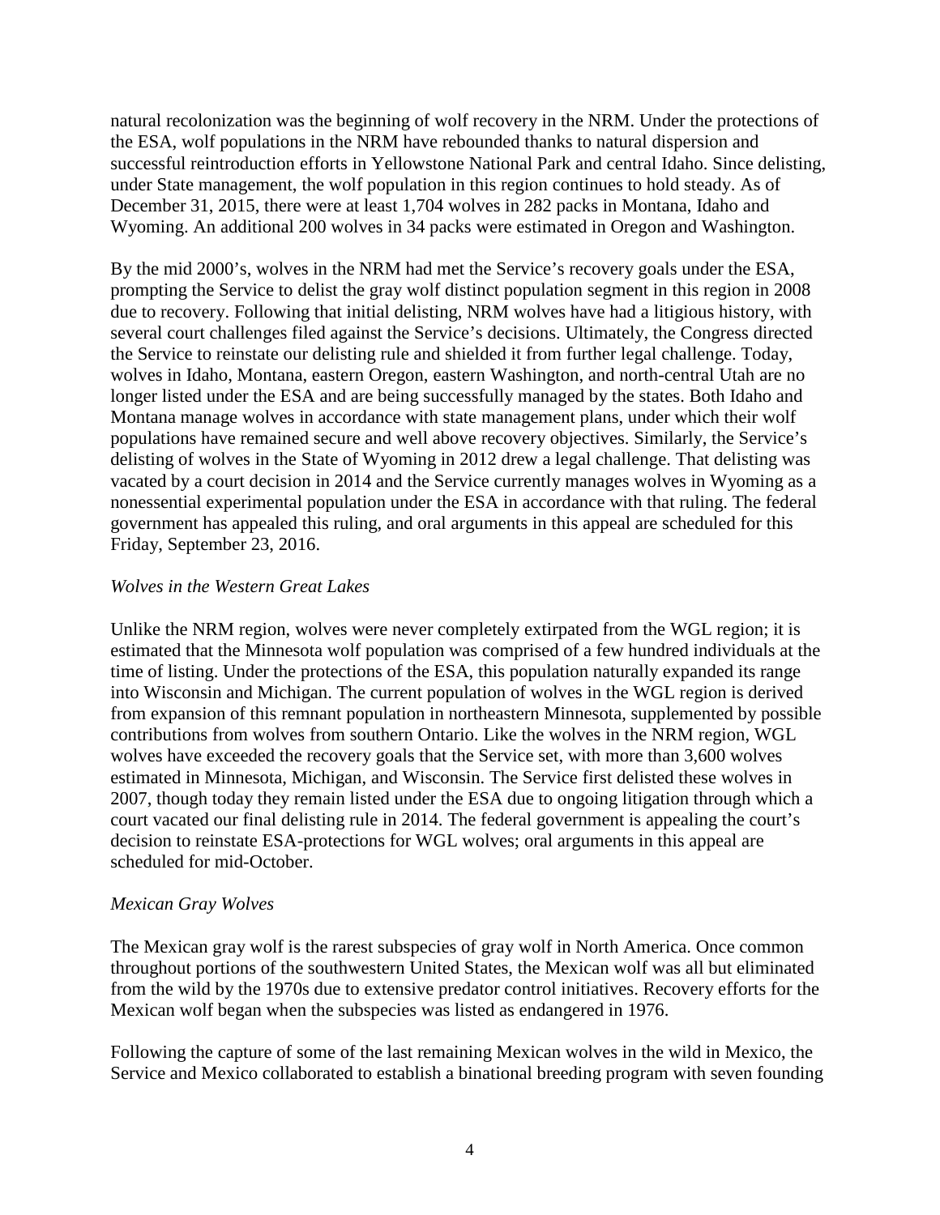natural recolonization was the beginning of wolf recovery in the NRM. Under the protections of the ESA, wolf populations in the NRM have rebounded thanks to natural dispersion and successful reintroduction efforts in Yellowstone National Park and central Idaho. Since delisting, under State management, the wolf population in this region continues to hold steady. As of December 31, 2015, there were at least 1,704 wolves in 282 packs in Montana, Idaho and Wyoming. An additional 200 wolves in 34 packs were estimated in Oregon and Washington.

By the mid 2000's, wolves in the NRM had met the Service's recovery goals under the ESA, prompting the Service to delist the gray wolf distinct population segment in this region in 2008 due to recovery. Following that initial delisting, NRM wolves have had a litigious history, with several court challenges filed against the Service's decisions. Ultimately, the Congress directed the Service to reinstate our delisting rule and shielded it from further legal challenge. Today, wolves in Idaho, Montana, eastern Oregon, eastern Washington, and north-central Utah are no longer listed under the ESA and are being successfully managed by the states. Both Idaho and Montana manage wolves in accordance with state management plans, under which their wolf populations have remained secure and well above recovery objectives. Similarly, the Service's delisting of wolves in the State of Wyoming in 2012 drew a legal challenge. That delisting was vacated by a court decision in 2014 and the Service currently manages wolves in Wyoming as a nonessential experimental population under the ESA in accordance with that ruling. The federal government has appealed this ruling, and oral arguments in this appeal are scheduled for this Friday, September 23, 2016.

*Wolves in the Western Great Lakes*

Unlike the NRM region, wolves were never completely extirpated from the WGL region; it is estimated that the Minnesota wolf population was comprised of a few hundred individuals at the time of listing. Under the protections of the ESA, this population naturally expanded its range into Wisconsin and Michigan. The current population of wolves in the WGL region is derived from expansion of this remnant population in northeastern Minnesota, supplemented by possible contributions from wolves from southern Ontario. Like the wolves in the NRM region, WGL wolves have exceeded the recovery goals that the Service set, with more than 3,600 wolves estimated in Minnesota, Michigan, and Wisconsin. The Service first delisted these wolves in 2007, though today they remain listed under the ESA due to ongoing litigation through which a court vacated our final delisting rule in 2014. The federal government is appealing the court's decision to reinstate ESA-protections for WGL wolves; oral arguments in this appeal are scheduled for mid-October.

*Mexican Gray Wolves*

The Mexican gray wolf is the rarest subspecies of gray wolf in North America. Once common throughout portions of the southwestern United States, the Mexican wolf was all but eliminated from the wild by the 1970s due to extensive predator control initiatives. Recovery efforts for the Mexican wolf began when the subspecies was listed as endangered in 1976.

Following the capture of some of the last remaining Mexican wolves in the wild in Mexico, the Service and Mexico collaborated to establish a binational breeding program with seven founding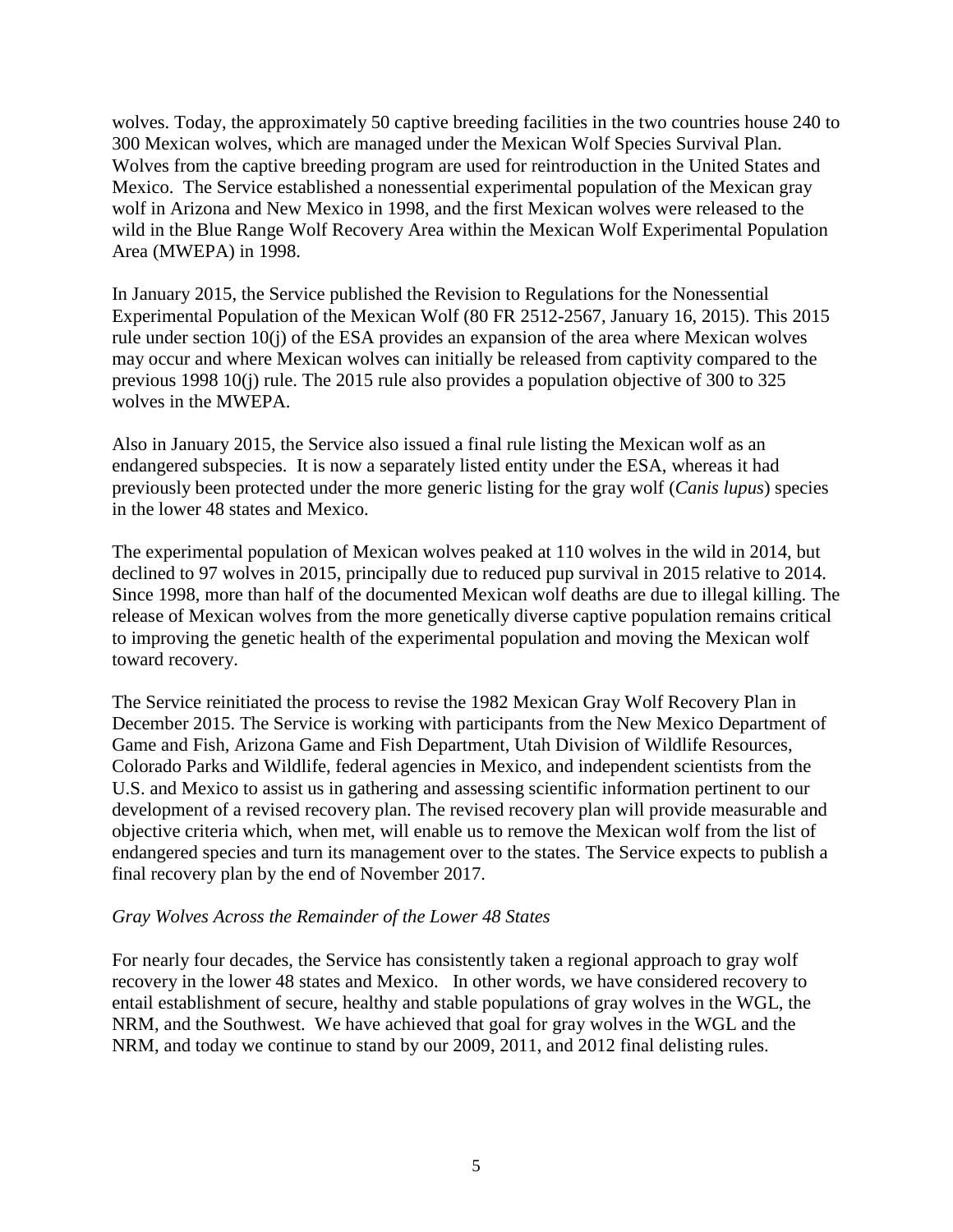wolves. Today, the approximately 50 captive breeding facilities in the two countries house 240 to 300 Mexican wolves, which are managed under the Mexican Wolf Species Survival Plan. Wolves from the captive breeding program are used for reintroduction in the United States and Mexico. The Service established a nonessential experimental population of the Mexican gray wolf in Arizona and New Mexico in 1998, and the first Mexican wolves were released to the wild in the Blue Range Wolf Recovery Area within the Mexican Wolf Experimental Population Area (MWEPA) in 1998.

In January 2015, the Service published the Revision to Regulations for the Nonessential Experimental Population of the Mexican Wolf (80 FR 2512-2567, January 16, 2015). This 2015 rule under section 10(j) of the ESA provides an expansion of the area where Mexican wolves may occur and where Mexican wolves can initially be released from captivity compared to the previous 1998 10(j) rule. The 2015 rule also provides a population objective of 300 to 325 wolves in the MWEPA.

Also in January 2015, the Service also issued a final rule listing the Mexican wolf as an endangered subspecies. It is now a separately listed entity under the ESA, whereas it had previously been protected under the more generic listing for the gray wolf (*Canis lupus*) species in the lower 48 states and Mexico.

The experimental population of Mexican wolves peaked at 110 wolves in the wild in 2014, but declined to 97 wolves in 2015, principally due to reduced pup survival in 2015 relative to 2014. Since 1998, more than half of the documented Mexican wolf deaths are due to illegal killing. The release of Mexican wolves from the more genetically diverse captive population remains critical to improving the genetic health of the experimental population and moving the Mexican wolf toward recovery.

The Service reinitiated the process to revise the 1982 Mexican Gray Wolf Recovery Plan in December 2015. The Service is working with participants from the New Mexico Department of Game and Fish, Arizona Game and Fish Department, Utah Division of Wildlife Resources, Colorado Parks and Wildlife, federal agencies in Mexico, and independent scientists from the U.S. and Mexico to assist us in gathering and assessing scientific information pertinent to our development of a revised recovery plan. The revised recovery plan will provide measurable and objective criteria which, when met, will enable us to remove the Mexican wolf from the list of endangered species and turn its management over to the states. The Service expects to publish a final recovery plan by the end of November 2017.

*Gray Wolves Across the Remainder of the Lower 48 States*

For nearly four decades, the Service has consistently taken a regional approach to gray wolf recovery in the lower 48 states and Mexico. In other words, we have considered recovery to entail establishment of secure, healthy and stable populations of gray wolves in the WGL, the NRM, and the Southwest. We have achieved that goal for gray wolves in the WGL and the NRM, and today we continue to stand by our 2009, 2011, and 2012 final delisting rules.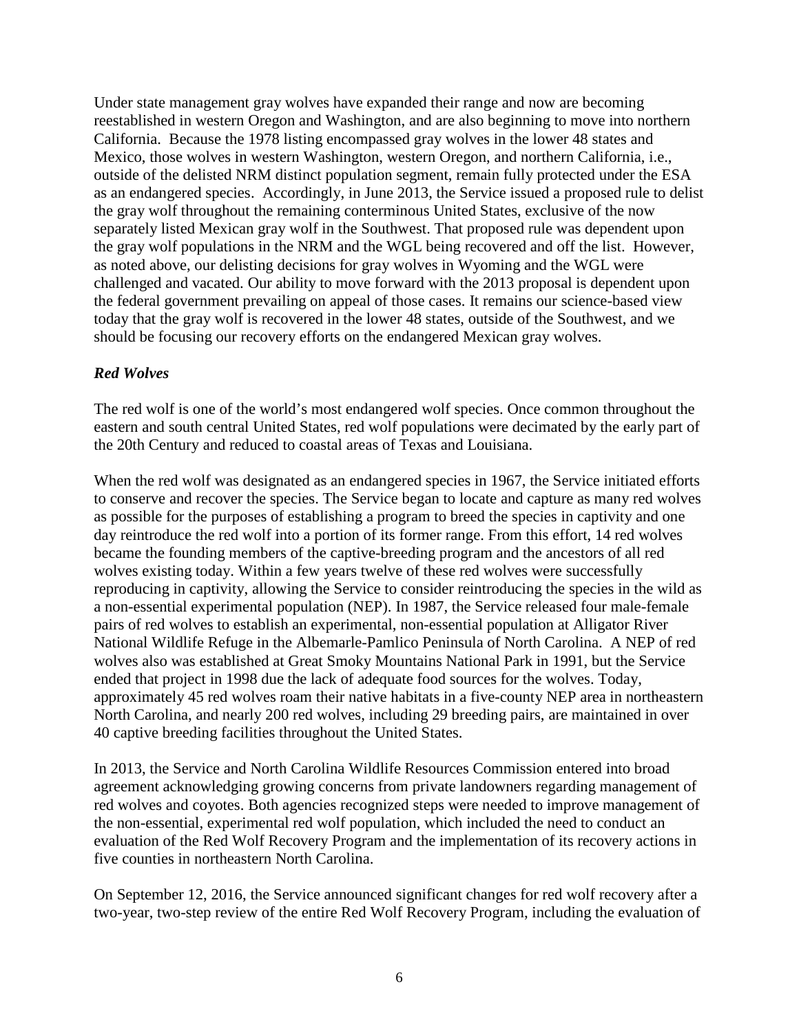Under state management gray wolves have expanded their range and now are becoming reestablished in western Oregon and Washington, and are also beginning to move into northern California. Because the 1978 listing encompassed gray wolves in the lower 48 states and Mexico, those wolves in western Washington, western Oregon, and northern California, i.e., outside of the delisted NRM distinct population segment, remain fully protected under the ESA as an endangered species. Accordingly, in June 2013, the Service issued a proposed rule to delist the gray wolf throughout the remaining conterminous United States, exclusive of the now separately listed Mexican gray wolf in the Southwest. That proposed rule was dependent upon the gray wolf populations in the NRM and the WGL being recovered and off the list. However, as noted above, our delisting decisions for gray wolves in Wyoming and the WGL were challenged and vacated. Our ability to move forward with the 2013 proposal is dependent upon the federal government prevailing on appeal of those cases. It remains our science-based view today that the gray wolf is recovered in the lower 48 states, outside of the Southwest, and we should be focusing our recovery efforts on the endangered Mexican gray wolves.

### *Red Wolves*

The red wolf is one of the world's most endangered wolf species. Once common throughout the eastern and south central United States, red wolf populations were decimated by the early part of the 20th Century and reduced to coastal areas of Texas and Louisiana.

When the red wolf was designated as an endangered species in 1967, the Service initiated efforts to conserve and recover the species. The Service began to locate and capture as many red wolves as possible for the purposes of establishing a program to breed the species in captivity and one day reintroduce the red wolf into a portion of its former range. From this effort, 14 red wolves became the founding members of the captive-breeding program and the ancestors of all red wolves existing today. Within a few years twelve of these red wolves were successfully reproducing in captivity, allowing the Service to consider reintroducing the species in the wild as a non-essential experimental population (NEP). In 1987, the Service released four male-female pairs of red wolves to establish an experimental, non-essential population at Alligator River National Wildlife Refuge in the Albemarle-Pamlico Peninsula of North Carolina. A NEP of red wolves also was established at Great Smoky Mountains National Park in 1991, but the Service ended that project in 1998 due the lack of adequate food sources for the wolves. Today, approximately 45 red wolves roam their native habitats in a five-county NEP area in northeastern North Carolina, and nearly 200 red wolves, including 29 breeding pairs, are maintained in over 40 captive breeding facilities throughout the United States.

In 2013, the Service and North Carolina Wildlife Resources Commission entered into broad agreement acknowledging growing concerns from private landowners regarding management of red wolves and coyotes. Both agencies recognized steps were needed to improve management of the non-essential, experimental red wolf population, which included the need to conduct an evaluation of the Red Wolf Recovery Program and the implementation of its recovery actions in five counties in northeastern North Carolina.

On September 12, 2016, the Service announced significant changes for red wolf recovery after a two-year, two-step review of the entire Red Wolf Recovery Program, including the evaluation of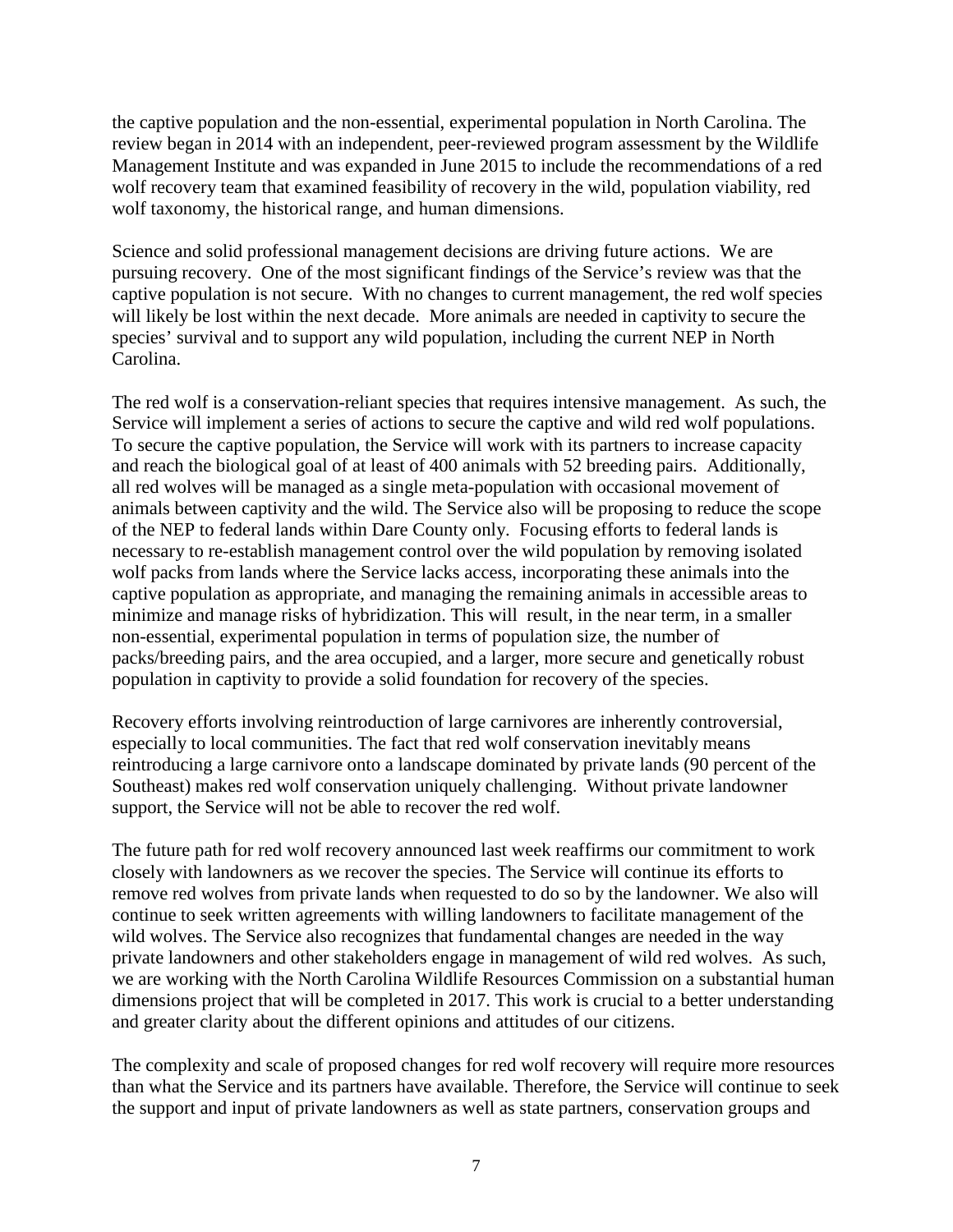the captive population and the non-essential, experimental population in North Carolina. The review began in 2014 with an independent, peer-reviewed program assessment by the Wildlife Management Institute and was expanded in June 2015 to include the recommendations of a red wolf recovery team that examined feasibility of recovery in the wild, population viability, red wolf taxonomy, the historical range, and human dimensions.

Science and solid professional management decisions are driving future actions. We are pursuing recovery. One of the most significant findings of the Service's review was that the captive population is not secure. With no changes to current management, the red wolf species will likely be lost within the next decade. More animals are needed in captivity to secure the species' survival and to support any wild population, including the current NEP in North Carolina.

The red wolf is a conservation-reliant species that requires intensive management. As such, the Service will implement a series of actions to secure the captive and wild red wolf populations. To secure the captive population, the Service will work with its partners to increase capacity and reach the biological goal of at least of 400 animals with 52 breeding pairs. Additionally, all red wolves will be managed as a single meta-population with occasional movement of animals between captivity and the wild. The Service also will be proposing to reduce the scope of the NEP to federal lands within Dare County only. Focusing efforts to federal lands is necessary to re-establish management control over the wild population by removing isolated wolf packs from lands where the Service lacks access, incorporating these animals into the captive population as appropriate, and managing the remaining animals in accessible areas to minimize and manage risks of hybridization. This will result, in the near term, in a smaller non-essential, experimental population in terms of population size, the number of packs/breeding pairs, and the area occupied, and a larger, more secure and genetically robust population in captivity to provide a solid foundation for recovery of the species.

Recovery efforts involving reintroduction of large carnivores are inherently controversial, especially to local communities. The fact that red wolf conservation inevitably means reintroducing a large carnivore onto a landscape dominated by private lands (90 percent of the Southeast) makes red wolf conservation uniquely challenging. Without private landowner support, the Service will not be able to recover the red wolf.

The future path for red wolf recovery announced last week reaffirms our commitment to work closely with landowners as we recover the species. The Service will continue its efforts to remove red wolves from private lands when requested to do so by the landowner. We also will continue to seek written agreements with willing landowners to facilitate management of the wild wolves. The Service also recognizes that fundamental changes are needed in the way private landowners and other stakeholders engage in management of wild red wolves. As such, we are working with the North Carolina Wildlife Resources Commission on a substantial human dimensions project that will be completed in 2017. This work is crucial to a better understanding and greater clarity about the different opinions and attitudes of our citizens.

The complexity and scale of proposed changes for red wolf recovery will require more resources than what the Service and its partners have available. Therefore, the Service will continue to seek the support and input of private landowners as well as state partners, conservation groups and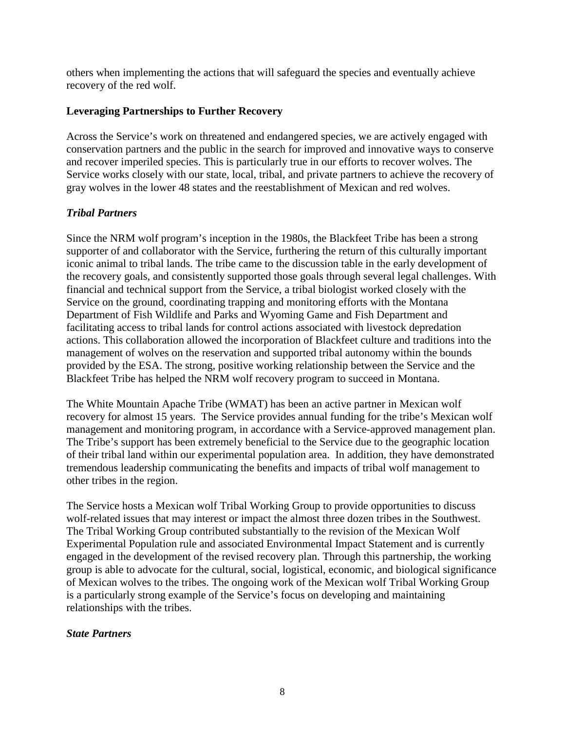others when implementing the actions that will safeguard the species and eventually achieve recovery of the red wolf.

**Leveraging Partnerships to Further Recovery**

Across the Service's work on threatened and endangered species, we are actively engaged with conservation partners and the public in the search for improved and innovative ways to conserve and recover imperiled species. This is particularly true in our efforts to recover wolves. The Service works closely with our state, local, tribal, and private partners to achieve the recovery of gray wolves in the lower 48 states and the reestablishment of Mexican and red wolves.

***Tribal Partners***

Since the NRM wolf program's inception in the 1980s, the Blackfeet Tribe has been a strong supporter of and collaborator with the Service, furthering the return of this culturally important iconic animal to tribal lands. The tribe came to the discussion table in the early development of the recovery goals, and consistently supported those goals through several legal challenges. With financial and technical support from the Service, a tribal biologist worked closely with the Service on the ground, coordinating trapping and monitoring efforts with the Montana Department of Fish Wildlife and Parks and Wyoming Game and Fish Department and facilitating access to tribal lands for control actions associated with livestock depredation actions. This collaboration allowed the incorporation of Blackfeet culture and traditions into the management of wolves on the reservation and supported tribal autonomy within the bounds provided by the ESA. The strong, positive working relationship between the Service and the Blackfeet Tribe has helped the NRM wolf recovery program to succeed in Montana.

The White Mountain Apache Tribe (WMAT) has been an active partner in Mexican wolf recovery for almost 15 years. The Service provides annual funding for the tribe's Mexican wolf management and monitoring program, in accordance with a Service-approved management plan. The Tribe's support has been extremely beneficial to the Service due to the geographic location of their tribal land within our experimental population area. In addition, they have demonstrated tremendous leadership communicating the benefits and impacts of tribal wolf management to other tribes in the region.

The Service hosts a Mexican wolf Tribal Working Group to provide opportunities to discuss wolf-related issues that may interest or impact the almost three dozen tribes in the Southwest. The Tribal Working Group contributed substantially to the revision of the Mexican Wolf Experimental Population rule and associated Environmental Impact Statement and is currently engaged in the development of the revised recovery plan. Through this partnership, the working group is able to advocate for the cultural, social, logistical, economic, and biological significance of Mexican wolves to the tribes. The ongoing work of the Mexican wolf Tribal Working Group is a particularly strong example of the Service's focus on developing and maintaining relationships with the tribes.

***State Partners***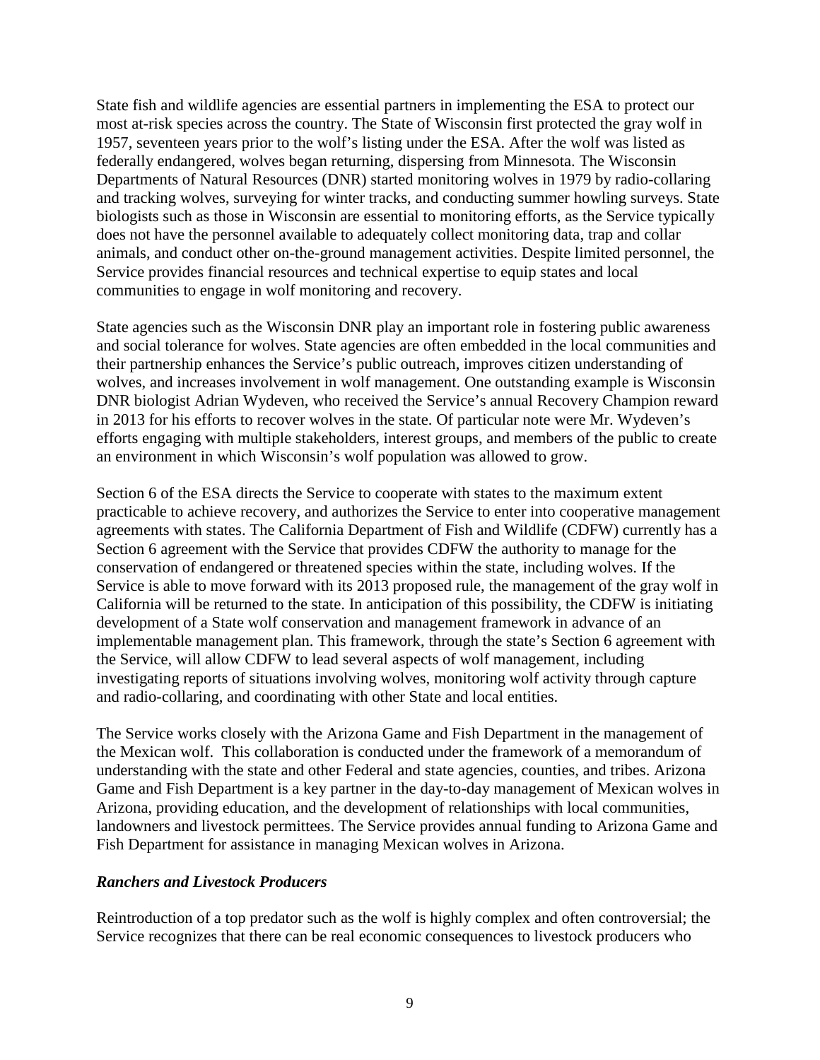State fish and wildlife agencies are essential partners in implementing the ESA to protect our most at-risk species across the country. The State of Wisconsin first protected the gray wolf in 1957, seventeen years prior to the wolf's listing under the ESA. After the wolf was listed as federally endangered, wolves began returning, dispersing from Minnesota. The Wisconsin Departments of Natural Resources (DNR) started monitoring wolves in 1979 by radio-collaring and tracking wolves, surveying for winter tracks, and conducting summer howling surveys. State biologists such as those in Wisconsin are essential to monitoring efforts, as the Service typically does not have the personnel available to adequately collect monitoring data, trap and collar animals, and conduct other on-the-ground management activities. Despite limited personnel, the Service provides financial resources and technical expertise to equip states and local communities to engage in wolf monitoring and recovery.

State agencies such as the Wisconsin DNR play an important role in fostering public awareness and social tolerance for wolves. State agencies are often embedded in the local communities and their partnership enhances the Service's public outreach, improves citizen understanding of wolves, and increases involvement in wolf management. One outstanding example is Wisconsin DNR biologist Adrian Wydeven, who received the Service's annual Recovery Champion reward in 2013 for his efforts to recover wolves in the state. Of particular note were Mr. Wydeven's efforts engaging with multiple stakeholders, interest groups, and members of the public to create an environment in which Wisconsin's wolf population was allowed to grow.

Section 6 of the ESA directs the Service to cooperate with states to the maximum extent practicable to achieve recovery, and authorizes the Service to enter into cooperative management agreements with states. The California Department of Fish and Wildlife (CDFW) currently has a Section 6 agreement with the Service that provides CDFW the authority to manage for the conservation of endangered or threatened species within the state, including wolves. If the Service is able to move forward with its 2013 proposed rule, the management of the gray wolf in California will be returned to the state. In anticipation of this possibility, the CDFW is initiating development of a State wolf conservation and management framework in advance of an implementable management plan. This framework, through the state's Section 6 agreement with the Service, will allow CDFW to lead several aspects of wolf management, including investigating reports of situations involving wolves, monitoring wolf activity through capture and radio-collaring, and coordinating with other State and local entities.

The Service works closely with the Arizona Game and Fish Department in the management of the Mexican wolf. This collaboration is conducted under the framework of a memorandum of understanding with the state and other Federal and state agencies, counties, and tribes. Arizona Game and Fish Department is a key partner in the day-to-day management of Mexican wolves in Arizona, providing education, and the development of relationships with local communities, landowners and livestock permittees. The Service provides annual funding to Arizona Game and Fish Department for assistance in managing Mexican wolves in Arizona.

***Ranchers and Livestock Producers***

Reintroduction of a top predator such as the wolf is highly complex and often controversial; the Service recognizes that there can be real economic consequences to livestock producers who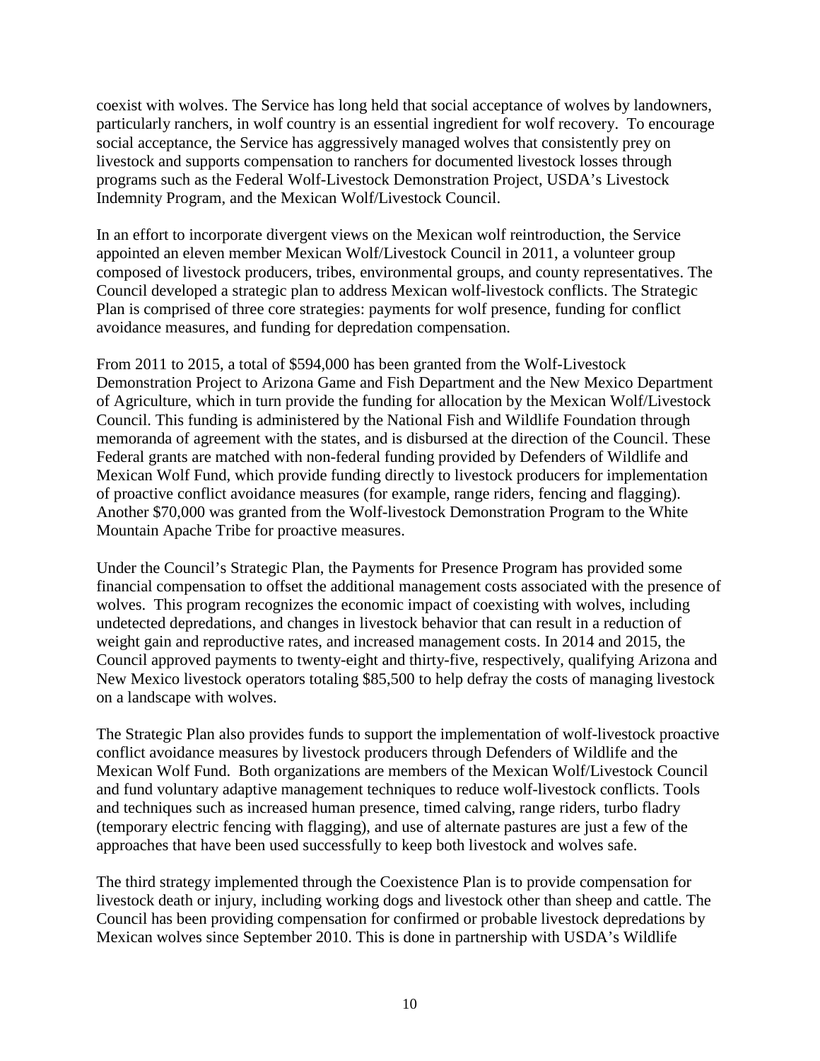coexist with wolves. The Service has long held that social acceptance of wolves by landowners, particularly ranchers, in wolf country is an essential ingredient for wolf recovery. To encourage social acceptance, the Service has aggressively managed wolves that consistently prey on livestock and supports compensation to ranchers for documented livestock losses through programs such as the Federal Wolf-Livestock Demonstration Project, USDA's Livestock Indemnity Program, and the Mexican Wolf/Livestock Council.

In an effort to incorporate divergent views on the Mexican wolf reintroduction, the Service appointed an eleven member Mexican Wolf/Livestock Council in 2011, a volunteer group composed of livestock producers, tribes, environmental groups, and county representatives. The Council developed a strategic plan to address Mexican wolf-livestock conflicts. The Strategic Plan is comprised of three core strategies: payments for wolf presence, funding for conflict avoidance measures, and funding for depredation compensation.

From 2011 to 2015, a total of $594,000 has been granted from the Wolf-Livestock Demonstration Project to Arizona Game and Fish Department and the New Mexico Department of Agriculture, which in turn provide the funding for allocation by the Mexican Wolf/Livestock Council. This funding is administered by the National Fish and Wildlife Foundation through memoranda of agreement with the states, and is disbursed at the direction of the Council. These Federal grants are matched with non-federal funding provided by Defenders of Wildlife and Mexican Wolf Fund, which provide funding directly to livestock producers for implementation of proactive conflict avoidance measures (for example, range riders, fencing and flagging). Another $70,000 was granted from the Wolf-livestock Demonstration Program to the White Mountain Apache Tribe for proactive measures.

Under the Council's Strategic Plan, the Payments for Presence Program has provided some financial compensation to offset the additional management costs associated with the presence of wolves. This program recognizes the economic impact of coexisting with wolves, including undetected depredations, and changes in livestock behavior that can result in a reduction of weight gain and reproductive rates, and increased management costs. In 2014 and 2015, the Council approved payments to twenty-eight and thirty-five, respectively, qualifying Arizona and New Mexico livestock operators totaling $85,500 to help defray the costs of managing livestock on a landscape with wolves.

The Strategic Plan also provides funds to support the implementation of wolf-livestock proactive conflict avoidance measures by livestock producers through Defenders of Wildlife and the Mexican Wolf Fund. Both organizations are members of the Mexican Wolf/Livestock Council and fund voluntary adaptive management techniques to reduce wolf-livestock conflicts. Tools and techniques such as increased human presence, timed calving, range riders, turbo fladry (temporary electric fencing with flagging), and use of alternate pastures are just a few of the approaches that have been used successfully to keep both livestock and wolves safe.

The third strategy implemented through the Coexistence Plan is to provide compensation for livestock death or injury, including working dogs and livestock other than sheep and cattle. The Council has been providing compensation for confirmed or probable livestock depredations by Mexican wolves since September 2010. This is done in partnership with USDA's Wildlife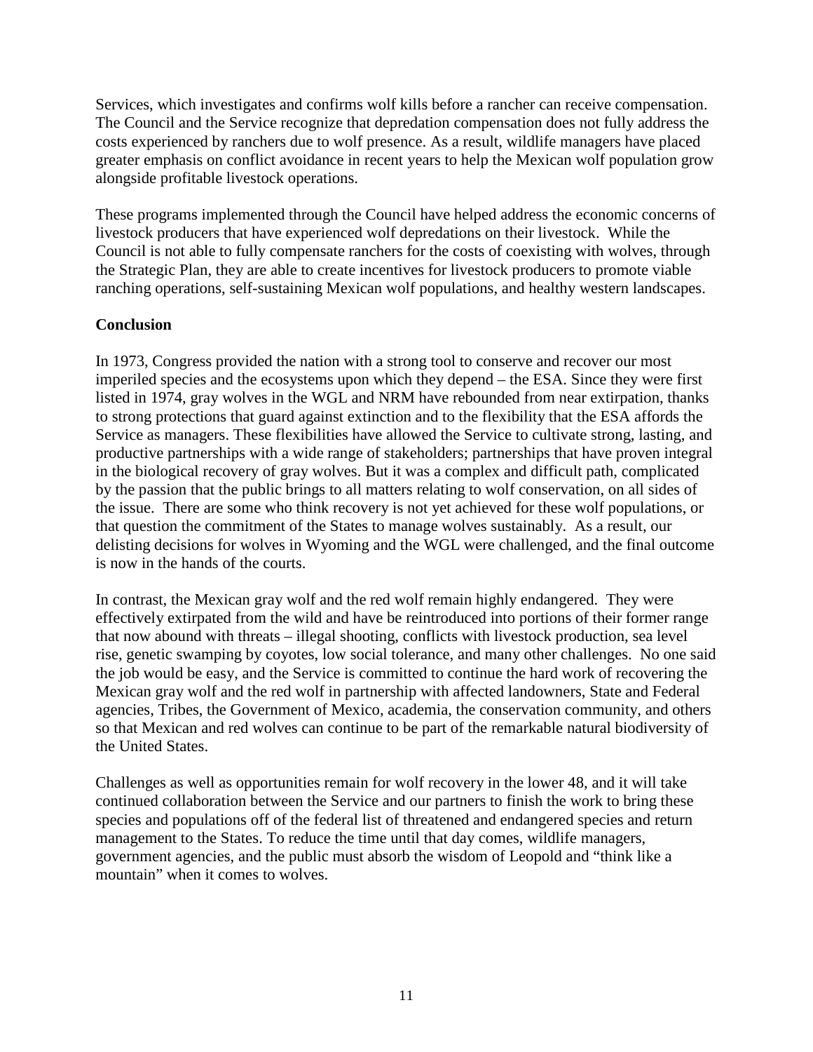Services, which investigates and confirms wolf kills before a rancher can receive compensation. The Council and the Service recognize that depredation compensation does not fully address the costs experienced by ranchers due to wolf presence. As a result, wildlife managers have placed greater emphasis on conflict avoidance in recent years to help the Mexican wolf population grow alongside profitable livestock operations.

These programs implemented through the Council have helped address the economic concerns of livestock producers that have experienced wolf depredations on their livestock. While the Council is not able to fully compensate ranchers for the costs of coexisting with wolves, through the Strategic Plan, they are able to create incentives for livestock producers to promote viable ranching operations, self-sustaining Mexican wolf populations, and healthy western landscapes.

**Conclusion**

In 1973, Congress provided the nation with a strong tool to conserve and recover our most imperiled species and the ecosystems upon which they depend – the ESA. Since they were first listed in 1974, gray wolves in the WGL and NRM have rebounded from near extirpation, thanks to strong protections that guard against extinction and to the flexibility that the ESA affords the Service as managers. These flexibilities have allowed the Service to cultivate strong, lasting, and productive partnerships with a wide range of stakeholders; partnerships that have proven integral in the biological recovery of gray wolves. But it was a complex and difficult path, complicated by the passion that the public brings to all matters relating to wolf conservation, on all sides of the issue. There are some who think recovery is not yet achieved for these wolf populations, or that question the commitment of the States to manage wolves sustainably. As a result, our delisting decisions for wolves in Wyoming and the WGL were challenged, and the final outcome is now in the hands of the courts.

In contrast, the Mexican gray wolf and the red wolf remain highly endangered. They were effectively extirpated from the wild and have be reintroduced into portions of their former range that now abound with threats – illegal shooting, conflicts with livestock production, sea level rise, genetic swamping by coyotes, low social tolerance, and many other challenges. No one said the job would be easy, and the Service is committed to continue the hard work of recovering the Mexican gray wolf and the red wolf in partnership with affected landowners, State and Federal agencies, Tribes, the Government of Mexico, academia, the conservation community, and others so that Mexican and red wolves can continue to be part of the remarkable natural biodiversity of the United States.

Challenges as well as opportunities remain for wolf recovery in the lower 48, and it will take continued collaboration between the Service and our partners to finish the work to bring these species and populations off of the federal list of threatened and endangered species and return management to the States. To reduce the time until that day comes, wildlife managers, government agencies, and the public must absorb the wisdom of Leopold and "think like a mountain" when it comes to wolves.